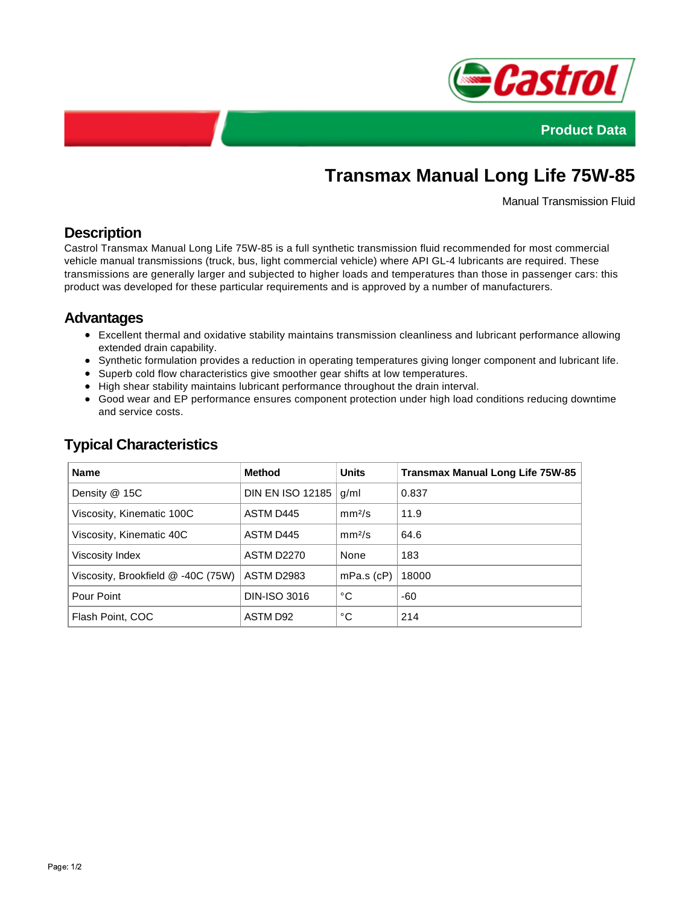Product Data

# Transmax Manual Long Life 75W-85

Manual Transmission Fluid

## Description

Castrol Transmax Manual Long Life 75W-85 is a full synthetic transmission fluid recommended for most commercial vehicle manual transmissions (truck, bus, light commercial vehicle) where API GL-4 lubricants are required. These transmissions are generally larger and subjected to higher loads and temperatures than those in passenger cars: this product was developed for these particular requirements and is approved by a number of manufacturers.

## Advantages

- Excellent thermal and oxidative stability maintains transmission cleanliness and lubricant performance allowing extended drain capability.
- Synthetic formulation provides a reduction in operating temperatures giving longer component and lubricant life.
- Superb cold flow characteristics give smoother gear shifts at low temperatures.
- High shear stability maintains lubricant performance throughout the drain interval.
- Good wear and EP performance ensures component protection under high load conditions reducing downtime and service costs.

## Typical Characteristics

| Name | Method | Units | Transmax Manual Long Life 75W-85 |
|---|---|---|---|
| Density @ 15C | DIN EN ISO 12185 | g/ml | 0.837 |
| Viscosity, Kinematic 100C | ASTM D445 | mm²/s | 11.9 |
| Viscosity, Kinematic 40C | ASTM D445 | mm²/s | 64.6 |
| Viscosity Index | ASTM D2270 | None | 183 |
| Viscosity, Brookfield @ -40C (75W) | ASTM D2983 | mPa.s (cP) | 18000 |
| Pour Point | DIN-ISO 3016 | °C | -60 |
| Flash Point, COC | ASTM D92 | °C | 214 |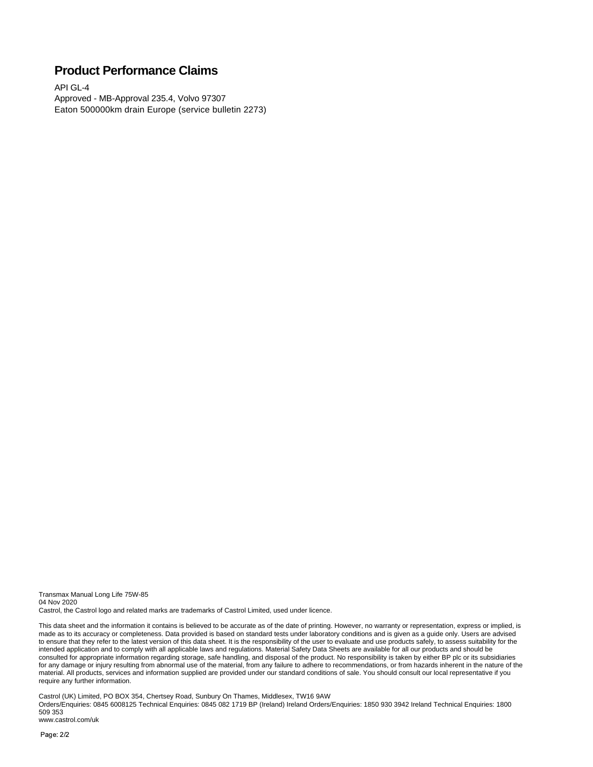## Product Performance Claims

API GL-4
Approved - MB-Approval 235.4, Volvo 97307
Eaton 500000km drain Europe (service bulletin 2273)

Transmax Manual Long Life 75W-85
04 Nov 2020
Castrol, the Castrol logo and related marks are trademarks of Castrol Limited, used under licence.

This data sheet and the information it contains is believed to be accurate as of the date of printing. However, no warranty or representation, express or implied, is made as to its accuracy or completeness. Data provided is based on standard tests under laboratory conditions and is given as a guide only. Users are advised to ensure that they refer to the latest version of this data sheet. It is the responsibility of the user to evaluate and use products safely, to assess suitability for the intended application and to comply with all applicable laws and regulations. Material Safety Data Sheets are available for all our products and should be consulted for appropriate information regarding storage, safe handling, and disposal of the product. No responsibility is taken by either BP plc or its subsidiaries for any damage or injury resulting from abnormal use of the material, from any failure to adhere to recommendations, or from hazards inherent in the nature of the material. All products, services and information supplied are provided under our standard conditions of sale. You should consult our local representative if you require any further information.

Castrol (UK) Limited, PO BOX 354, Chertsey Road, Sunbury On Thames, Middlesex, TW16 9AW
Orders/Enquiries: 0845 6008125 Technical Enquiries: 0845 082 1719 BP (Ireland) Ireland Orders/Enquiries: 1850 930 3942 Ireland Technical Enquiries: 1800 509 353
www.castrol.com/uk